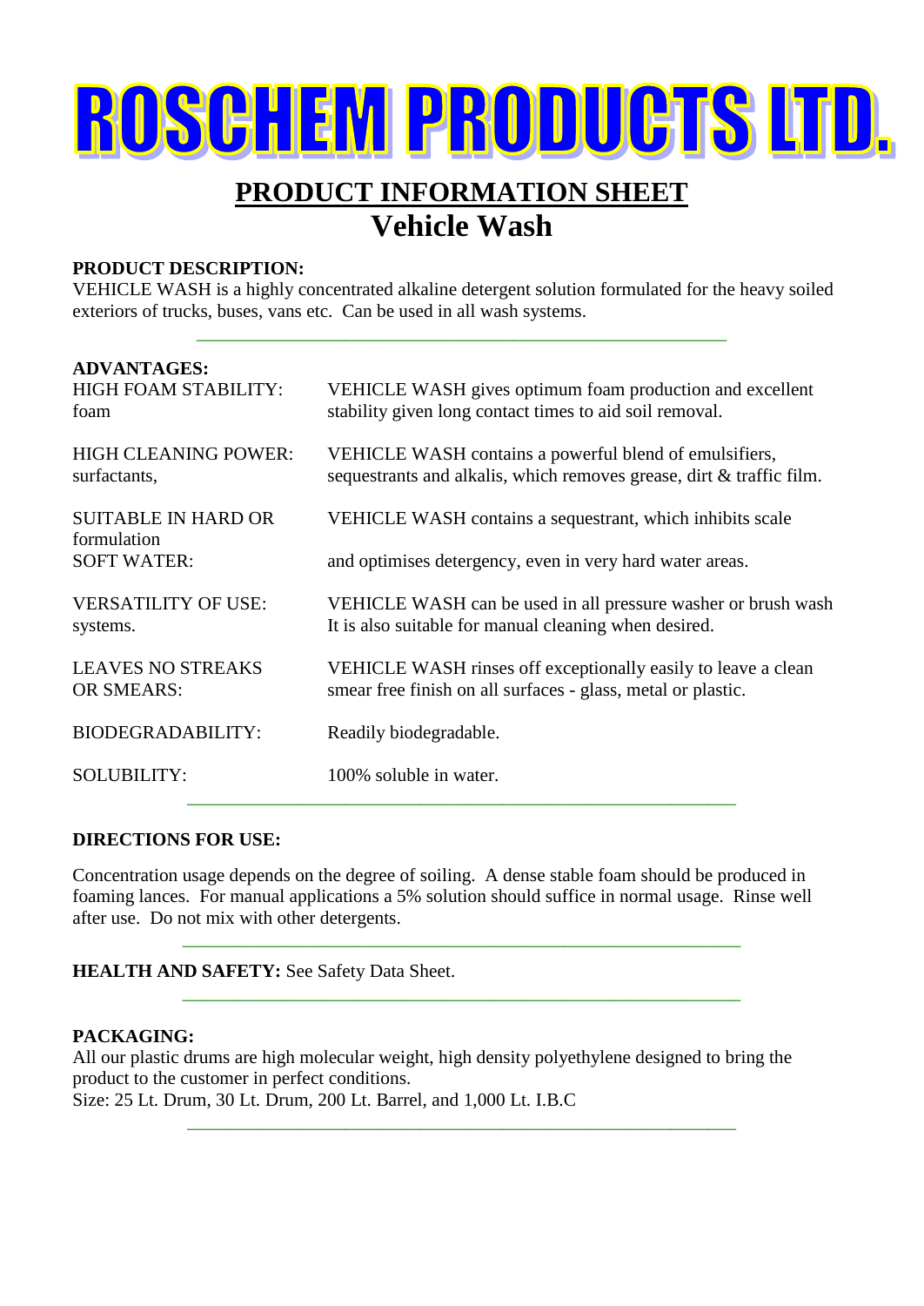# ROSCHEM PRODUCTS LTD.

## PRODUCT INFORMATION SHEET

## Vehicle Wash

**PRODUCT DESCRIPTION:**
VEHICLE WASH is a highly concentrated alkaline detergent solution formulated for the heavy soiled exteriors of trucks, buses, vans etc. Can be used in all wash systems.

---

**ADVANTAGES:**

| | |
|---|---|
| HIGH FOAM STABILITY: | VEHICLE WASH gives optimum foam production and excellent foam stability given long contact times to aid soil removal. |
| HIGH CLEANING POWER: | VEHICLE WASH contains a powerful blend of emulsifiers, surfactants, sequestrants and alkalis, which removes grease, dirt & traffic film. |
| SUITABLE IN HARD OR SOFT WATER: | VEHICLE WASH contains a sequestrant, which inhibits scale formulation and optimises detergency, even in very hard water areas. |
| VERSATILITY OF USE: | VEHICLE WASH can be used in all pressure washer or brush wash systems. It is also suitable for manual cleaning when desired. |
| LEAVES NO STREAKS OR SMEARS: | VEHICLE WASH rinses off exceptionally easily to leave a clean smear free finish on all surfaces - glass, metal or plastic. |
| BIODEGRADABILITY: | Readily biodegradable. |
| SOLUBILITY: | 100% soluble in water. |

---

**DIRECTIONS FOR USE:**

Concentration usage depends on the degree of soiling. A dense stable foam should be produced in foaming lances. For manual applications a 5% solution should suffice in normal usage. Rinse well after use. Do not mix with other detergents.

---

**HEALTH AND SAFETY:** See Safety Data Sheet.

---

**PACKAGING:**
All our plastic drums are high molecular weight, high density polyethylene designed to bring the product to the customer in perfect conditions.
Size: 25 Lt. Drum, 30 Lt. Drum, 200 Lt. Barrel, and 1,000 Lt. I.B.C

---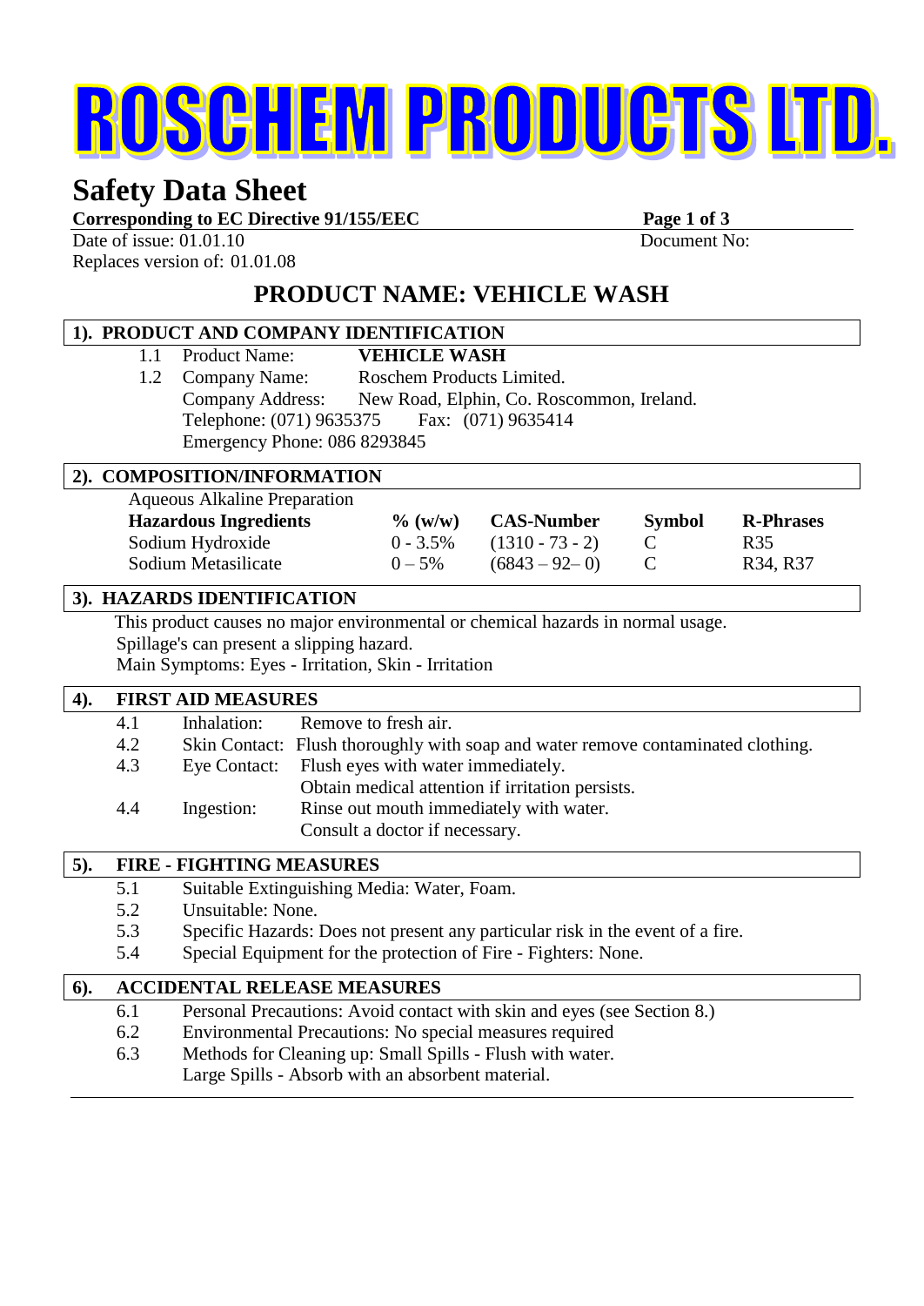# ROSCHEM PRODUCTS LTD.

## Safety Data Sheet

**Corresponding to EC Directive 91/155/EEC**

Date of issue: 01.01.10
Replaces version of: 01.01.08

Document No:

## PRODUCT NAME: VEHICLE WASH

### 1). PRODUCT AND COMPANY IDENTIFICATION

1.1 Product Name: **VEHICLE WASH**

1.2 Company Name: Roschem Products Limited.
Company Address: New Road, Elphin, Co. Roscommon, Ireland.
Telephone: (071) 9635375 Fax: (071) 9635414
Emergency Phone: 086 8293845

### 2). COMPOSITION/INFORMATION

Aqueous Alkaline Preparation

| Hazardous Ingredients | % (w/w) | CAS-Number | Symbol | R-Phrases |
|---|---|---|---|---|
| Sodium Hydroxide | 0 - 3.5% | (1310 - 73 - 2) | C | R35 |
| Sodium Metasilicate | 0 – 5% | (6843 – 92– 0) | C | R34, R37 |

### 3). HAZARDS IDENTIFICATION

This product causes no major environmental or chemical hazards in normal usage.
Spillage's can present a slipping hazard.
Main Symptoms: Eyes - Irritation, Skin - Irritation

### 4). FIRST AID MEASURES

4.1 Inhalation: Remove to fresh air.

4.2 Skin Contact: Flush thoroughly with soap and water remove contaminated clothing.

4.3 Eye Contact: Flush eyes with water immediately.
Obtain medical attention if irritation persists.

4.4 Ingestion: Rinse out mouth immediately with water.
Consult a doctor if necessary.

### 5). FIRE - FIGHTING MEASURES

5.1 Suitable Extinguishing Media: Water, Foam.

5.2 Unsuitable: None.

5.3 Specific Hazards: Does not present any particular risk in the event of a fire.

5.4 Special Equipment for the protection of Fire - Fighters: None.

### 6). ACCIDENTAL RELEASE MEASURES

6.1 Personal Precautions: Avoid contact with skin and eyes (see Section 8.)

6.2 Environmental Precautions: No special measures required

6.3 Methods for Cleaning up: Small Spills - Flush with water.
Large Spills - Absorb with an absorbent material.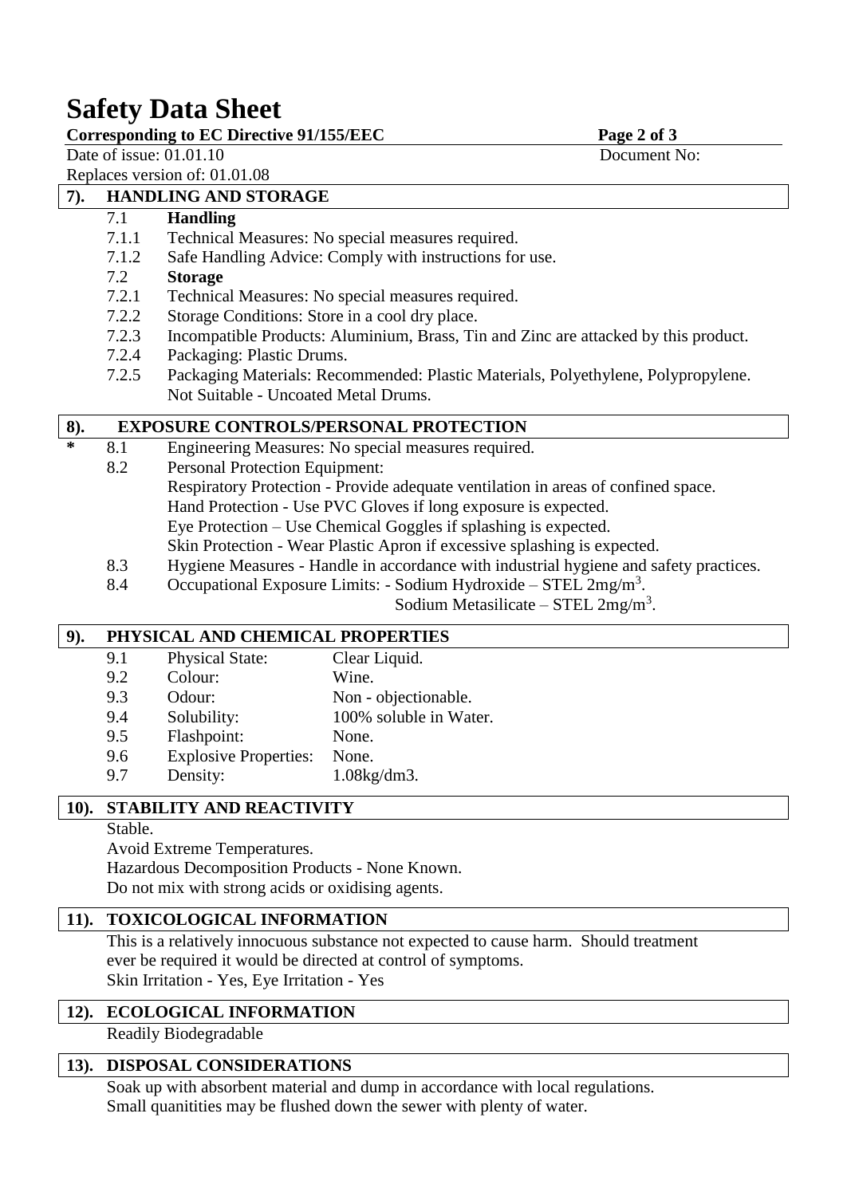# Safety Data Sheet

**Corresponding to EC Directive 91/155/EEC**

Date of issue: 01.01.10 Document No:

Replaces version of: 01.01.08

## 7). HANDLING AND STORAGE

7.1 **Handling**

7.1.1 Technical Measures: No special measures required.

7.1.2 Safe Handling Advice: Comply with instructions for use.

7.2 **Storage**

7.2.1 Technical Measures: No special measures required.

7.2.2 Storage Conditions: Store in a cool dry place.

7.2.3 Incompatible Products: Aluminium, Brass, Tin and Zinc are attacked by this product.

7.2.4 Packaging: Plastic Drums.

7.2.5 Packaging Materials: Recommended: Plastic Materials, Polyethylene, Polypropylene. Not Suitable - Uncoated Metal Drums.

## 8). EXPOSURE CONTROLS/PERSONAL PROTECTION

\* 8.1 Engineering Measures: No special measures required.

8.2 Personal Protection Equipment:
Respiratory Protection - Provide adequate ventilation in areas of confined space.
Hand Protection - Use PVC Gloves if long exposure is expected.
Eye Protection – Use Chemical Goggles if splashing is expected.
Skin Protection - Wear Plastic Apron if excessive splashing is expected.

8.3 Hygiene Measures - Handle in accordance with industrial hygiene and safety practices.

8.4 Occupational Exposure Limits: - Sodium Hydroxide – STEL $2mg/m^3$.
Sodium Metasilicate – STEL $2mg/m^3$.

## 9). PHYSICAL AND CHEMICAL PROPERTIES

| | | |
|---|---|---|
| 9.1 | Physical State: | Clear Liquid. |
| 9.2 | Colour: | Wine. |
| 9.3 | Odour: | Non - objectionable. |
| 9.4 | Solubility: | 100% soluble in Water. |
| 9.5 | Flashpoint: | None. |
| 9.6 | Explosive Properties: | None. |
| 9.7 | Density: | 1.08kg/dm3. |

## 10). STABILITY AND REACTIVITY

Stable.

Avoid Extreme Temperatures.

Hazardous Decomposition Products - None Known.

Do not mix with strong acids or oxidising agents.

## 11). TOXICOLOGICAL INFORMATION

This is a relatively innocuous substance not expected to cause harm. Should treatment ever be required it would be directed at control of symptoms.

Skin Irritation - Yes, Eye Irritation - Yes

## 12). ECOLOGICAL INFORMATION

Readily Biodegradable

## 13). DISPOSAL CONSIDERATIONS

Soak up with absorbent material and dump in accordance with local regulations.

Small quanitities may be flushed down the sewer with plenty of water.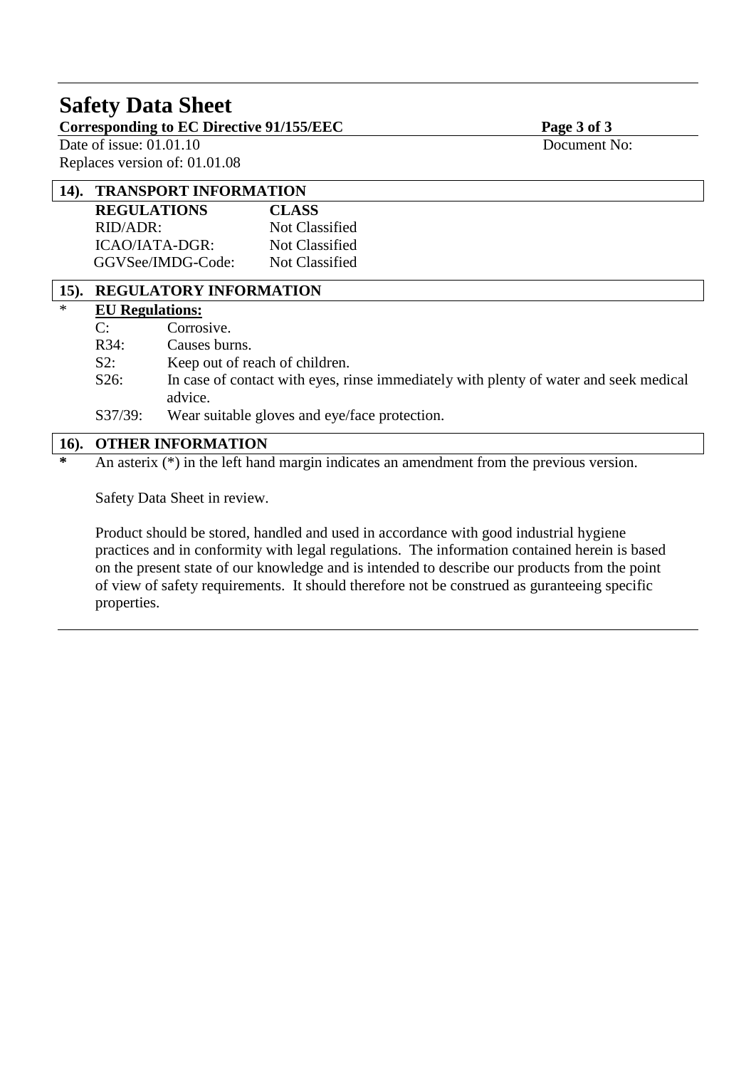# Safety Data Sheet

**Corresponding to EC Directive 91/155/EEC**

Date of issue: 01.01.10
Replaces version of: 01.01.08

Document No:

## 14). TRANSPORT INFORMATION

| REGULATIONS | CLASS |
|---|---|
| RID/ADR: | Not Classified |
| ICAO/IATA-DGR: | Not Classified |
| GGVSee/IMDG-Code: | Not Classified |

## 15). REGULATORY INFORMATION

\* **EU Regulations:**

| | |
|---|---|
| C: | Corrosive. |
| R34: | Causes burns. |
| S2: | Keep out of reach of children. |
| S26: | In case of contact with eyes, rinse immediately with plenty of water and seek medical advice. |
| S37/39: | Wear suitable gloves and eye/face protection. |

## 16). OTHER INFORMATION

**\*** An asterix (*) in the left hand margin indicates an amendment from the previous version.

Safety Data Sheet in review.

Product should be stored, handled and used in accordance with good industrial hygiene practices and in conformity with legal regulations. The information contained herein is based on the present state of our knowledge and is intended to describe our products from the point of view of safety requirements. It should therefore not be construed as guranteeing specific properties.